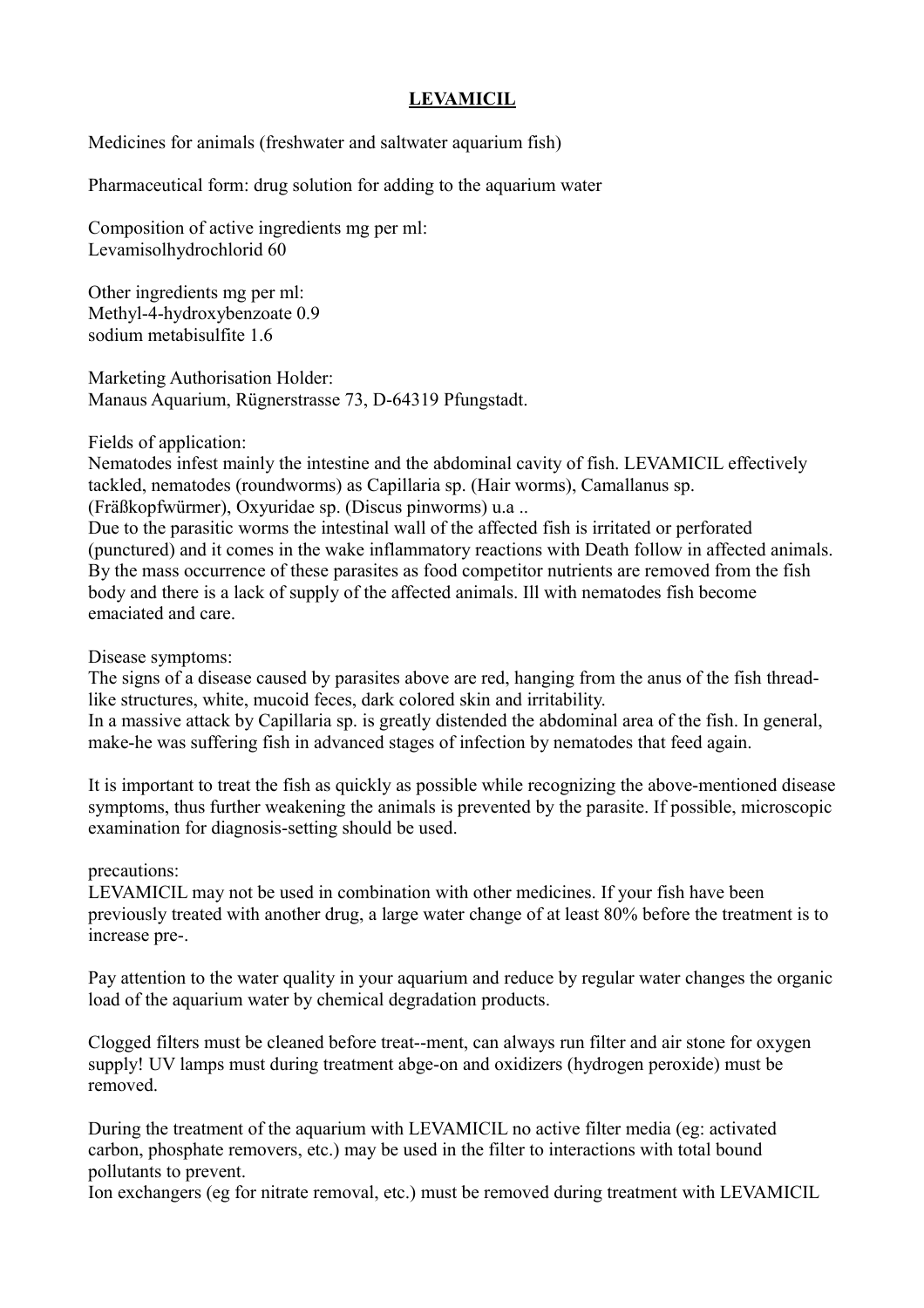# LEVAMICIL

Medicines for animals (freshwater and saltwater aquarium fish)

Pharmaceutical form: drug solution for adding to the aquarium water

Composition of active ingredients mg per ml:
Levamisolhydrochlorid 60

Other ingredients mg per ml:
Methyl-4-hydroxybenzoate 0.9
sodium metabisulfite 1.6

Marketing Authorisation Holder:
Manaus Aquarium, Rügnerstrasse 73, D-64319 Pfungstadt.

Fields of application:
Nematodes infest mainly the intestine and the abdominal cavity of fish. LEVAMICIL effectively tackled, nematodes (roundworms) as Capillaria sp. (Hair worms), Camallanus sp. (Fräßkopfwürmer), Oxyuridae sp. (Discus pinworms) u.a ..
Due to the parasitic worms the intestinal wall of the affected fish is irritated or perforated (punctured) and it comes in the wake inflammatory reactions with Death follow in affected animals. By the mass occurrence of these parasites as food competitor nutrients are removed from the fish body and there is a lack of supply of the affected animals. Ill with nematodes fish become emaciated and care.

Disease symptoms:
The signs of a disease caused by parasites above are red, hanging from the anus of the fish thread-like structures, white, mucoid feces, dark colored skin and irritability.
In a massive attack by Capillaria sp. is greatly distended the abdominal area of the fish. In general, make-he was suffering fish in advanced stages of infection by nematodes that feed again.

It is important to treat the fish as quickly as possible while recognizing the above-mentioned disease symptoms, thus further weakening the animals is prevented by the parasite. If possible, microscopic examination for diagnosis-setting should be used.

precautions:
LEVAMICIL may not be used in combination with other medicines. If your fish have been previously treated with another drug, a large water change of at least 80% before the treatment is to increase pre-.

Pay attention to the water quality in your aquarium and reduce by regular water changes the organic load of the aquarium water by chemical degradation products.

Clogged filters must be cleaned before treat--ment, can always run filter and air stone for oxygen supply! UV lamps must during treatment abge-on and oxidizers (hydrogen peroxide) must be removed.

During the treatment of the aquarium with LEVAMICIL no active filter media (eg: activated carbon, phosphate removers, etc.) may be used in the filter to interactions with total bound pollutants to prevent.
Ion exchangers (eg for nitrate removal, etc.) must be removed during treatment with LEVAMICIL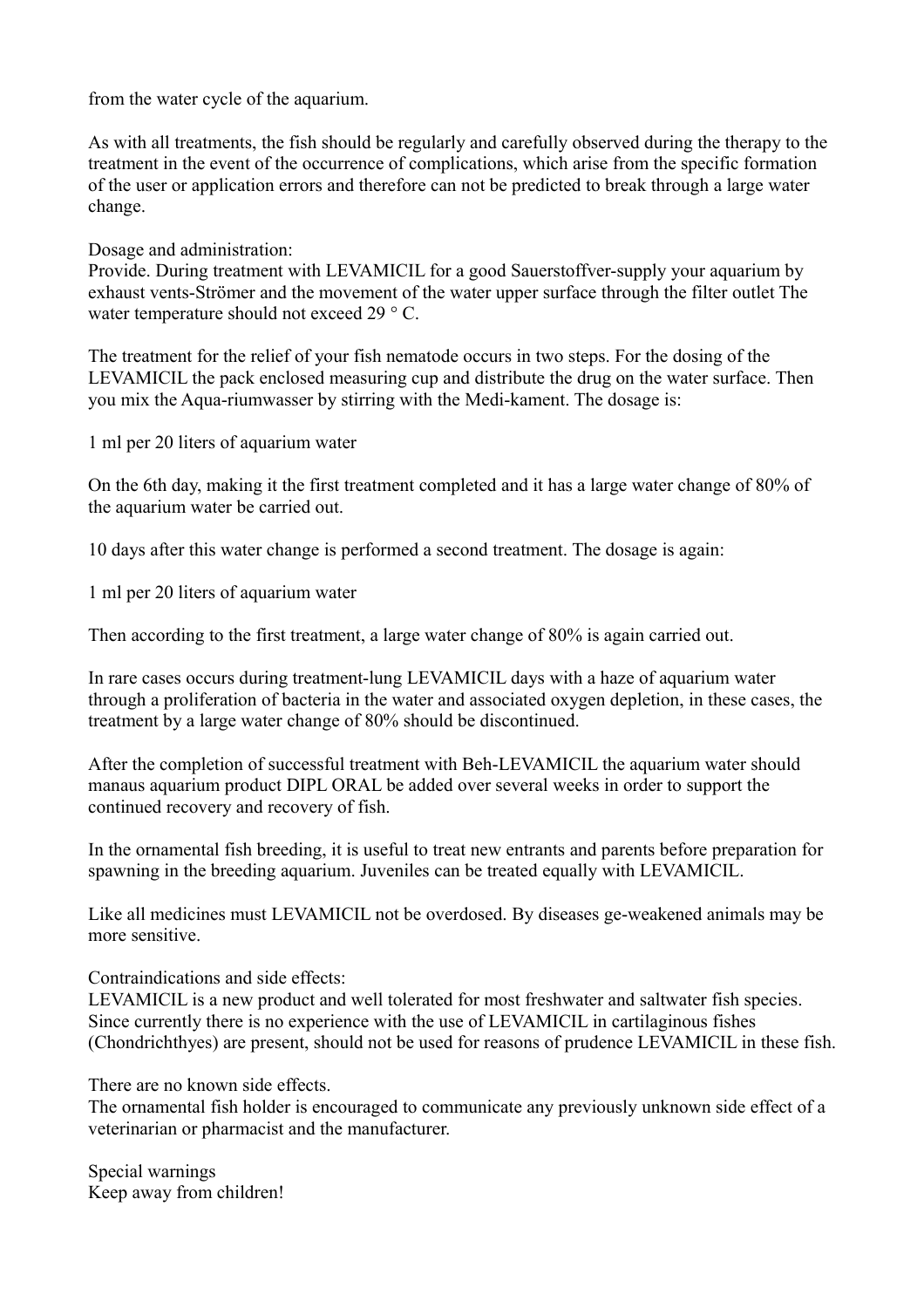from the water cycle of the aquarium.

As with all treatments, the fish should be regularly and carefully observed during the therapy to the treatment in the event of the occurrence of complications, which arise from the specific formation of the user or application errors and therefore can not be predicted to break through a large water change.

Dosage and administration:
Provide. During treatment with LEVAMICIL for a good Sauerstoffver-supply your aquarium by exhaust vents-Strömer and the movement of the water upper surface through the filter outlet The water temperature should not exceed 29 ° C.

The treatment for the relief of your fish nematode occurs in two steps. For the dosing of the LEVAMICIL the pack enclosed measuring cup and distribute the drug on the water surface. Then you mix the Aqua-riumwasser by stirring with the Medi-kament. The dosage is:

1 ml per 20 liters of aquarium water

On the 6th day, making it the first treatment completed and it has a large water change of 80% of the aquarium water be carried out.

10 days after this water change is performed a second treatment. The dosage is again:

1 ml per 20 liters of aquarium water

Then according to the first treatment, a large water change of 80% is again carried out.

In rare cases occurs during treatment-lung LEVAMICIL days with a haze of aquarium water through a proliferation of bacteria in the water and associated oxygen depletion, in these cases, the treatment by a large water change of 80% should be discontinued.

After the completion of successful treatment with Beh-LEVAMICIL the aquarium water should manaus aquarium product DIPL ORAL be added over several weeks in order to support the continued recovery and recovery of fish.

In the ornamental fish breeding, it is useful to treat new entrants and parents before preparation for spawning in the breeding aquarium. Juveniles can be treated equally with LEVAMICIL.

Like all medicines must LEVAMICIL not be overdosed. By diseases ge-weakened animals may be more sensitive.

Contraindications and side effects:
LEVAMICIL is a new product and well tolerated for most freshwater and saltwater fish species. Since currently there is no experience with the use of LEVAMICIL in cartilaginous fishes (Chondrichthyes) are present, should not be used for reasons of prudence LEVAMICIL in these fish.

There are no known side effects.
The ornamental fish holder is encouraged to communicate any previously unknown side effect of a veterinarian or pharmacist and the manufacturer.

Special warnings
Keep away from children!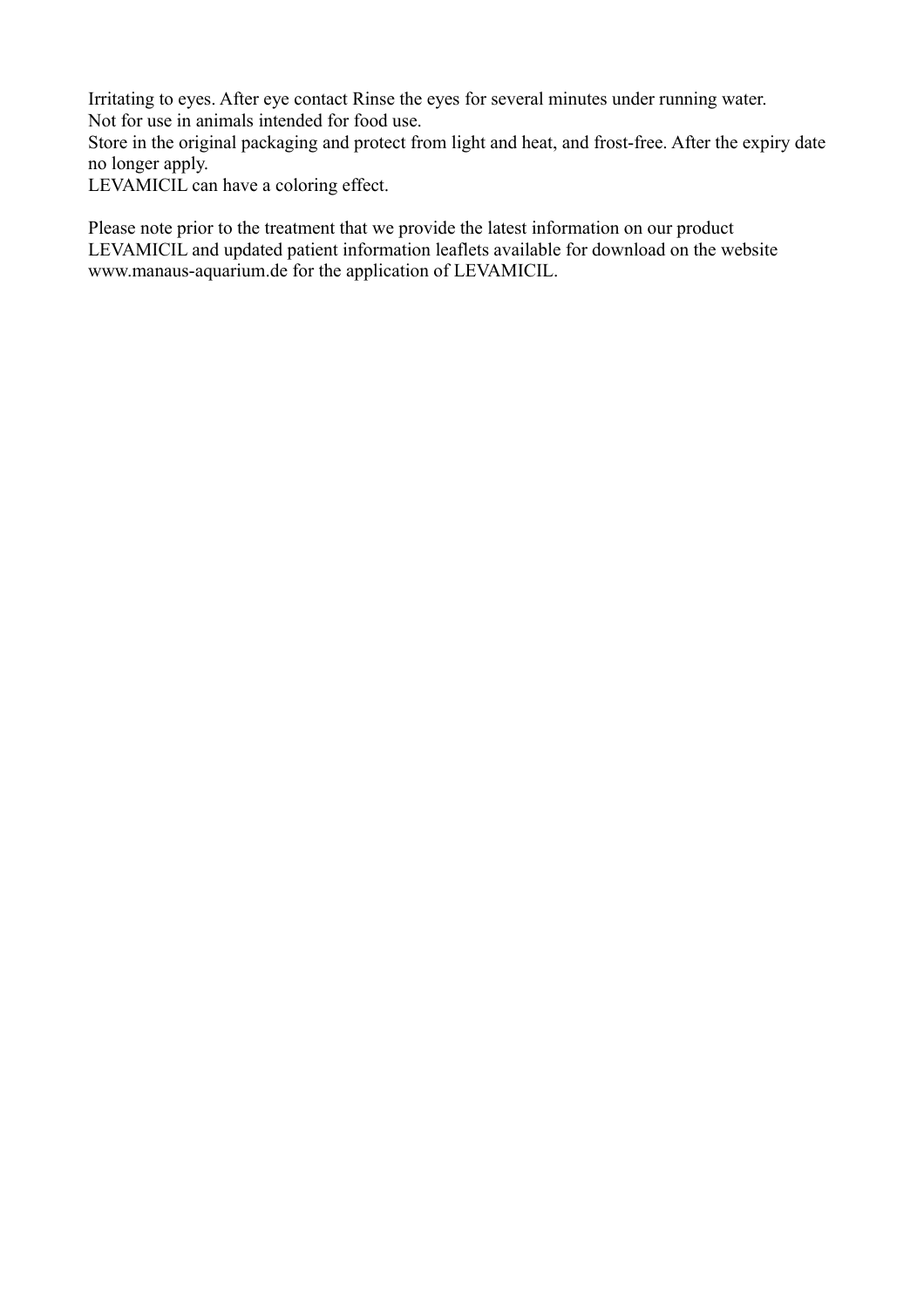Irritating to eyes. After eye contact Rinse the eyes for several minutes under running water.
Not for use in animals intended for food use.
Store in the original packaging and protect from light and heat, and frost-free. After the expiry date no longer apply.
LEVAMICIL can have a coloring effect.

Please note prior to the treatment that we provide the latest information on our product LEVAMICIL and updated patient information leaflets available for download on the website www.manaus-aquarium.de for the application of LEVAMICIL.